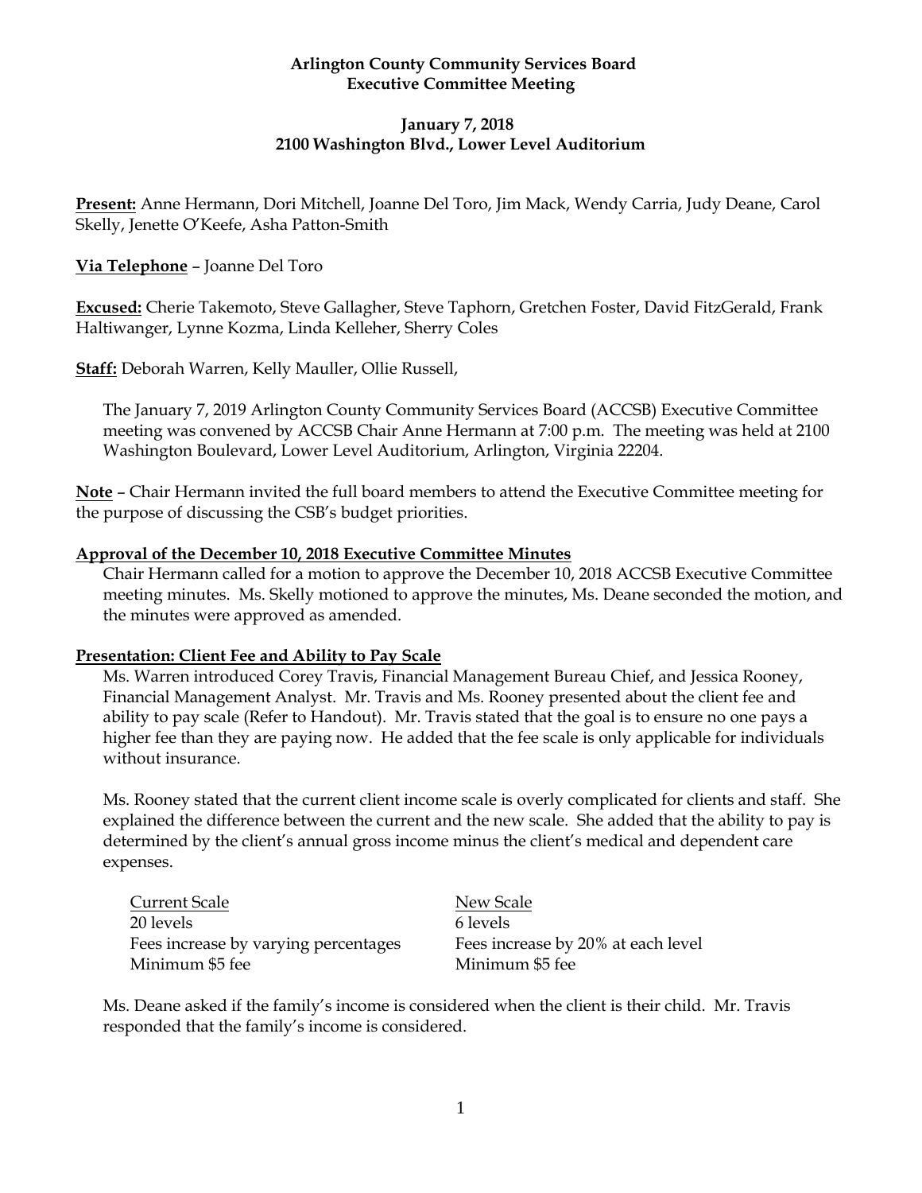**Arlington County Community Services Board**
**Executive Committee Meeting**

**January 7, 2018**
**2100 Washington Blvd., Lower Level Auditorium**

**Present:** Anne Hermann, Dori Mitchell, Joanne Del Toro, Jim Mack, Wendy Carria, Judy Deane, Carol Skelly, Jenette O'Keefe, Asha Patton-Smith

**Via Telephone** – Joanne Del Toro

**Excused:** Cherie Takemoto, Steve Gallagher, Steve Taphorn, Gretchen Foster, David FitzGerald, Frank Haltiwanger, Lynne Kozma, Linda Kelleher, Sherry Coles

**Staff:** Deborah Warren, Kelly Mauller, Ollie Russell,

The January 7, 2019 Arlington County Community Services Board (ACCSB) Executive Committee meeting was convened by ACCSB Chair Anne Hermann at 7:00 p.m. The meeting was held at 2100 Washington Boulevard, Lower Level Auditorium, Arlington, Virginia 22204.

**Note** – Chair Hermann invited the full board members to attend the Executive Committee meeting for the purpose of discussing the CSB's budget priorities.

**Approval of the December 10, 2018 Executive Committee Minutes**

Chair Hermann called for a motion to approve the December 10, 2018 ACCSB Executive Committee meeting minutes. Ms. Skelly motioned to approve the minutes, Ms. Deane seconded the motion, and the minutes were approved as amended.

**Presentation: Client Fee and Ability to Pay Scale**

Ms. Warren introduced Corey Travis, Financial Management Bureau Chief, and Jessica Rooney, Financial Management Analyst. Mr. Travis and Ms. Rooney presented about the client fee and ability to pay scale (Refer to Handout). Mr. Travis stated that the goal is to ensure no one pays a higher fee than they are paying now. He added that the fee scale is only applicable for individuals without insurance.

Ms. Rooney stated that the current client income scale is overly complicated for clients and staff. She explained the difference between the current and the new scale. She added that the ability to pay is determined by the client's annual gross income minus the client's medical and dependent care expenses.

| Current Scale | New Scale |
|---|---|
| 20 levels | 6 levels |
| Fees increase by varying percentages | Fees increase by 20% at each level |
| Minimum $5 fee | Minimum $5 fee |

Ms. Deane asked if the family's income is considered when the client is their child. Mr. Travis responded that the family's income is considered.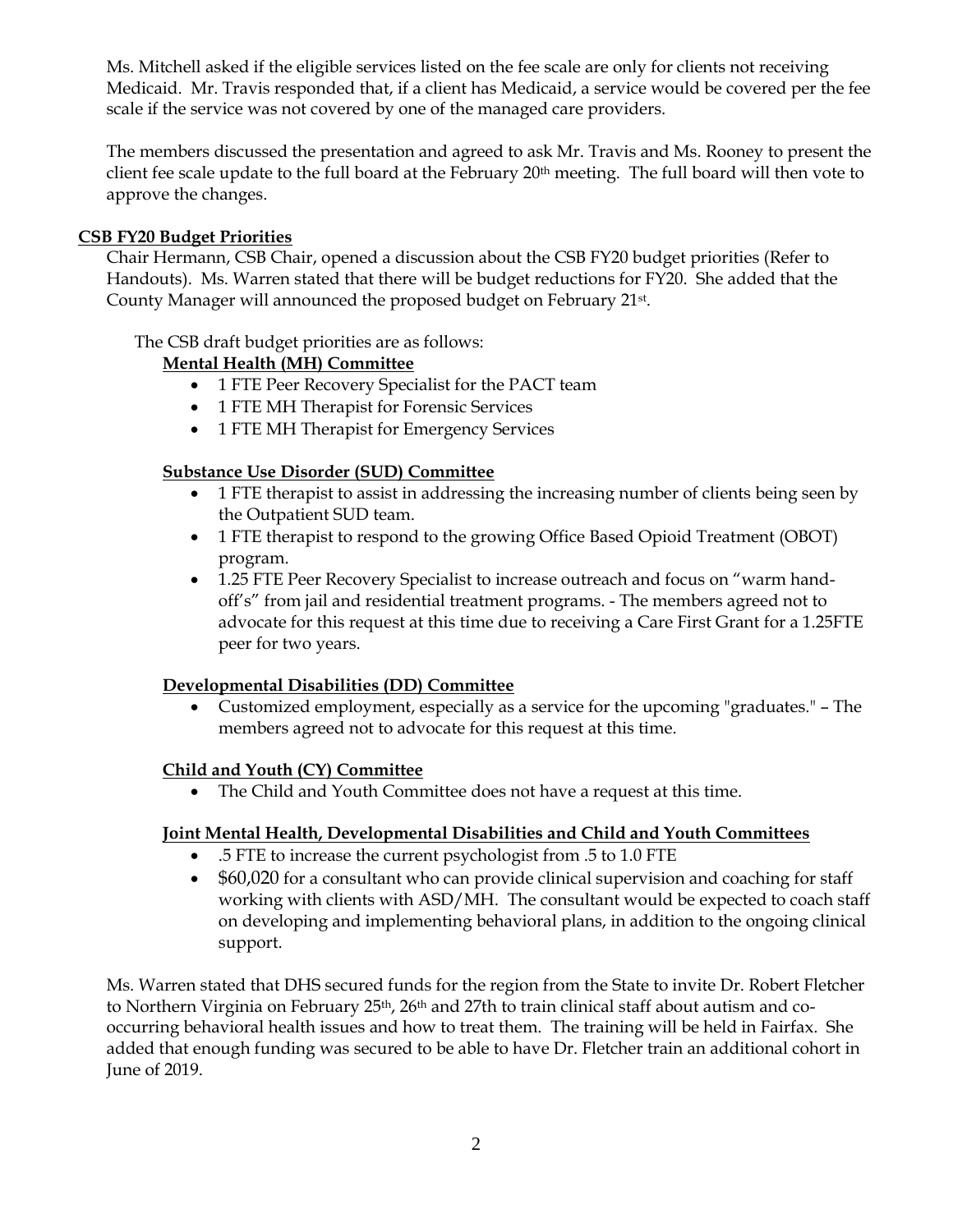Ms. Mitchell asked if the eligible services listed on the fee scale are only for clients not receiving Medicaid. Mr. Travis responded that, if a client has Medicaid, a service would be covered per the fee scale if the service was not covered by one of the managed care providers.

The members discussed the presentation and agreed to ask Mr. Travis and Ms. Rooney to present the client fee scale update to the full board at the February 20th meeting. The full board will then vote to approve the changes.

**CSB FY20 Budget Priorities**

Chair Hermann, CSB Chair, opened a discussion about the CSB FY20 budget priorities (Refer to Handouts). Ms. Warren stated that there will be budget reductions for FY20. She added that the County Manager will announced the proposed budget on February 21st.

The CSB draft budget priorities are as follows:

**Mental Health (MH) Committee**

- 1 FTE Peer Recovery Specialist for the PACT team
- 1 FTE MH Therapist for Forensic Services
- 1 FTE MH Therapist for Emergency Services

**Substance Use Disorder (SUD) Committee**

- 1 FTE therapist to assist in addressing the increasing number of clients being seen by the Outpatient SUD team.
- 1 FTE therapist to respond to the growing Office Based Opioid Treatment (OBOT) program.
- 1.25 FTE Peer Recovery Specialist to increase outreach and focus on "warm hand-off's" from jail and residential treatment programs. - The members agreed not to advocate for this request at this time due to receiving a Care First Grant for a 1.25FTE peer for two years.

**Developmental Disabilities (DD) Committee**

- Customized employment, especially as a service for the upcoming "graduates." – The members agreed not to advocate for this request at this time.

**Child and Youth (CY) Committee**

- The Child and Youth Committee does not have a request at this time.

**Joint Mental Health, Developmental Disabilities and Child and Youth Committees**

- .5 FTE to increase the current psychologist from .5 to 1.0 FTE
- $60,020 for a consultant who can provide clinical supervision and coaching for staff working with clients with ASD/MH. The consultant would be expected to coach staff on developing and implementing behavioral plans, in addition to the ongoing clinical support.

Ms. Warren stated that DHS secured funds for the region from the State to invite Dr. Robert Fletcher to Northern Virginia on February 25th, 26th and 27th to train clinical staff about autism and co-occurring behavioral health issues and how to treat them. The training will be held in Fairfax. She added that enough funding was secured to be able to have Dr. Fletcher train an additional cohort in June of 2019.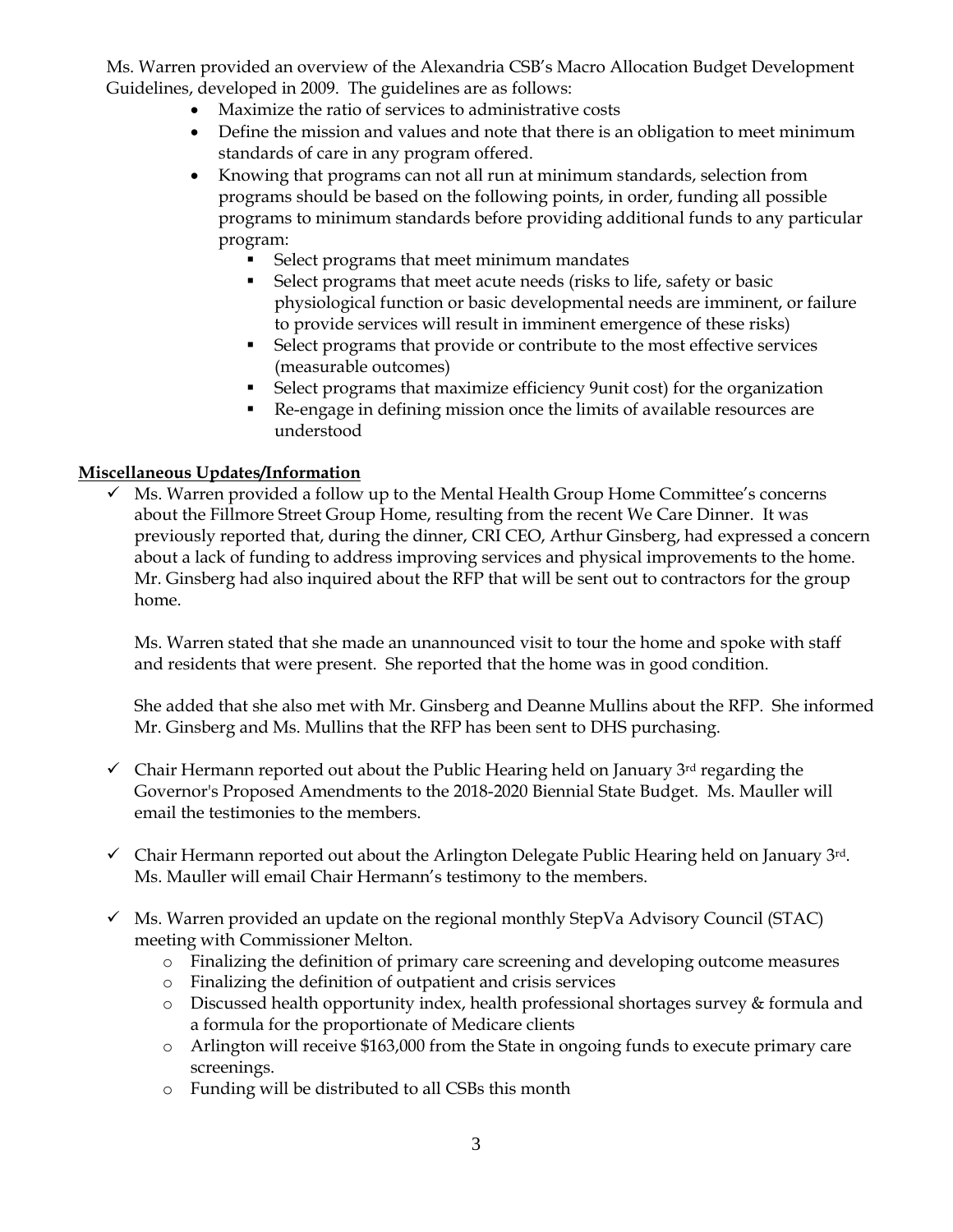Ms. Warren provided an overview of the Alexandria CSB's Macro Allocation Budget Development Guidelines, developed in 2009. The guidelines are as follows:

- Maximize the ratio of services to administrative costs
- Define the mission and values and note that there is an obligation to meet minimum standards of care in any program offered.
- Knowing that programs can not all run at minimum standards, selection from programs should be based on the following points, in order, funding all possible programs to minimum standards before providing additional funds to any particular program:
  - Select programs that meet minimum mandates
  - Select programs that meet acute needs (risks to life, safety or basic physiological function or basic developmental needs are imminent, or failure to provide services will result in imminent emergence of these risks)
  - Select programs that provide or contribute to the most effective services (measurable outcomes)
  - Select programs that maximize efficiency 9unit cost) for the organization
  - Re-engage in defining mission once the limits of available resources are understood

**Miscellaneous Updates/Information**

- ✓ Ms. Warren provided a follow up to the Mental Health Group Home Committee's concerns about the Fillmore Street Group Home, resulting from the recent We Care Dinner. It was previously reported that, during the dinner, CRI CEO, Arthur Ginsberg, had expressed a concern about a lack of funding to address improving services and physical improvements to the home. Mr. Ginsberg had also inquired about the RFP that will be sent out to contractors for the group home.

  Ms. Warren stated that she made an unannounced visit to tour the home and spoke with staff and residents that were present. She reported that the home was in good condition.

  She added that she also met with Mr. Ginsberg and Deanne Mullins about the RFP. She informed Mr. Ginsberg and Ms. Mullins that the RFP has been sent to DHS purchasing.

- ✓ Chair Hermann reported out about the Public Hearing held on January 3rd regarding the Governor's Proposed Amendments to the 2018-2020 Biennial State Budget. Ms. Mauller will email the testimonies to the members.

- ✓ Chair Hermann reported out about the Arlington Delegate Public Hearing held on January 3rd. Ms. Mauller will email Chair Hermann's testimony to the members.

- ✓ Ms. Warren provided an update on the regional monthly StepVa Advisory Council (STAC) meeting with Commissioner Melton.
  - Finalizing the definition of primary care screening and developing outcome measures
  - Finalizing the definition of outpatient and crisis services
  - Discussed health opportunity index, health professional shortages survey & formula and a formula for the proportionate of Medicare clients
  - Arlington will receive $163,000 from the State in ongoing funds to execute primary care screenings.
  - Funding will be distributed to all CSBs this month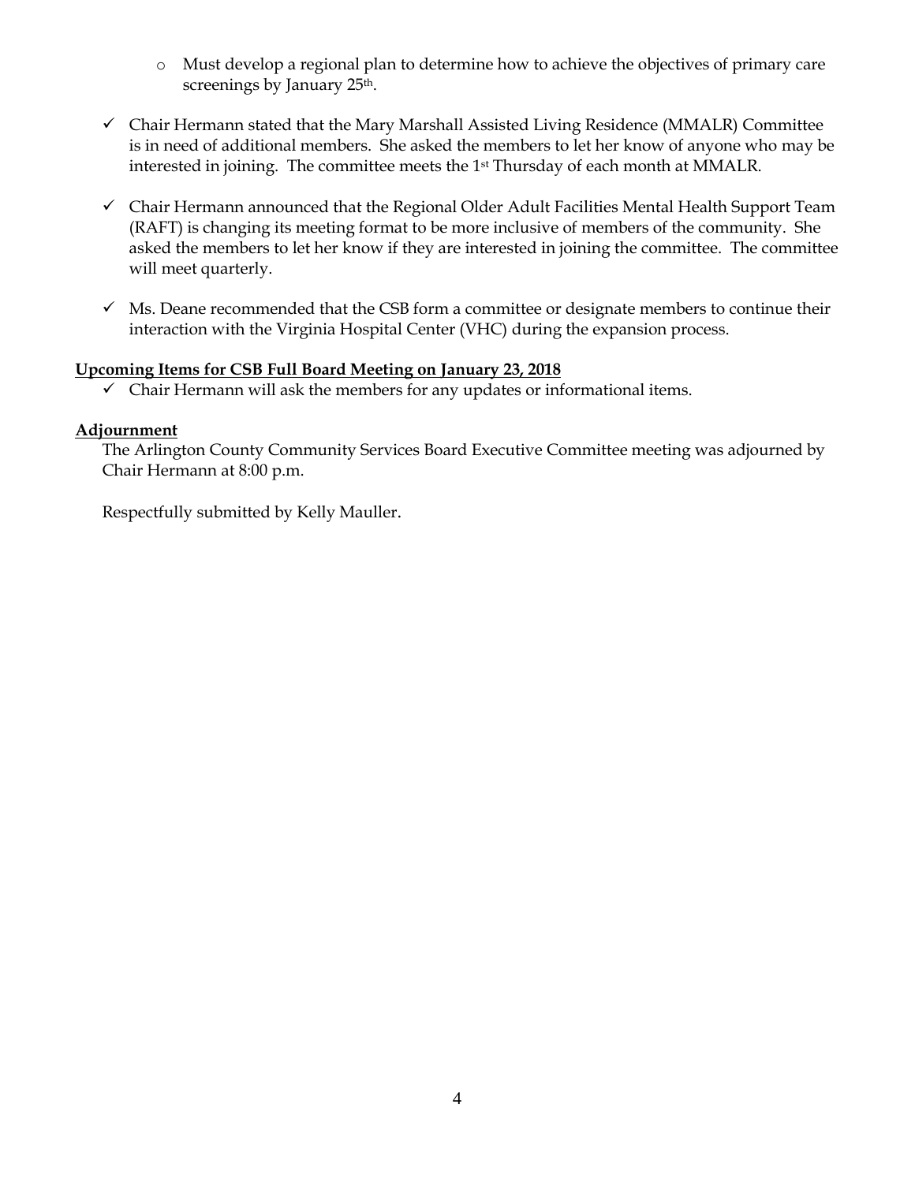- Must develop a regional plan to determine how to achieve the objectives of primary care screenings by January 25th.

- ✓ Chair Hermann stated that the Mary Marshall Assisted Living Residence (MMALR) Committee is in need of additional members. She asked the members to let her know of anyone who may be interested in joining. The committee meets the 1st Thursday of each month at MMALR.

- ✓ Chair Hermann announced that the Regional Older Adult Facilities Mental Health Support Team (RAFT) is changing its meeting format to be more inclusive of members of the community. She asked the members to let her know if they are interested in joining the committee. The committee will meet quarterly.

- ✓ Ms. Deane recommended that the CSB form a committee or designate members to continue their interaction with the Virginia Hospital Center (VHC) during the expansion process.

**Upcoming Items for CSB Full Board Meeting on January 23, 2018**

- ✓ Chair Hermann will ask the members for any updates or informational items.

**Adjournment**

The Arlington County Community Services Board Executive Committee meeting was adjourned by Chair Hermann at 8:00 p.m.

Respectfully submitted by Kelly Mauller.